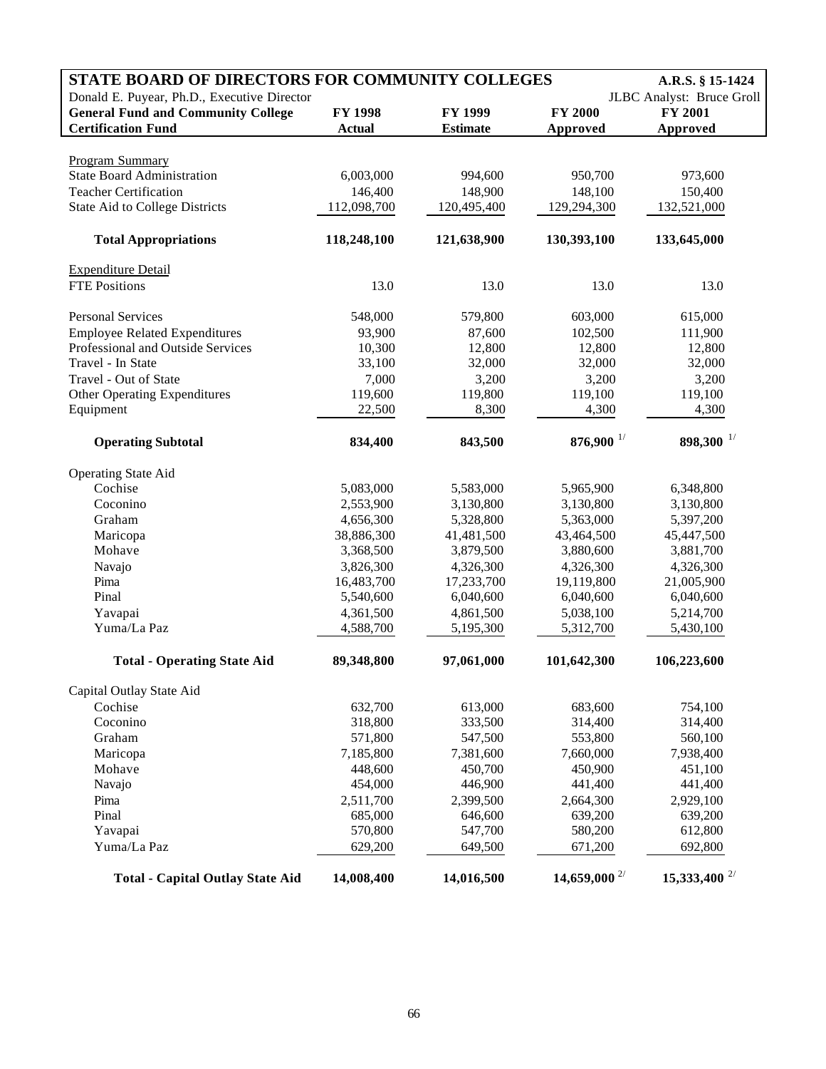## STATE BOARD OF DIRECTORS FOR COMMUNITY COLLEGES

A.R.S. § 15-1424

Donald E. Puyear, Ph.D., Executive Director

JLBC Analyst: Bruce Groll

| General Fund and Community College Certification Fund | FY 1998 Actual | FY 1999 Estimate | FY 2000 Approved | FY 2001 Approved |
|---|---|---|---|---|
| Program Summary | | | | |
| State Board Administration | 6,003,000 | 994,600 | 950,700 | 973,600 |
| Teacher Certification | 146,400 | 148,900 | 148,100 | 150,400 |
| State Aid to College Districts | 112,098,700 | 120,495,400 | 129,294,300 | 132,521,000 |
| **Total Appropriations** | **118,248,100** | **121,638,900** | **130,393,100** | **133,645,000** |
| Expenditure Detail | | | | |
| FTE Positions | 13.0 | 13.0 | 13.0 | 13.0 |
| Personal Services | 548,000 | 579,800 | 603,000 | 615,000 |
| Employee Related Expenditures | 93,900 | 87,600 | 102,500 | 111,900 |
| Professional and Outside Services | 10,300 | 12,800 | 12,800 | 12,800 |
| Travel - In State | 33,100 | 32,000 | 32,000 | 32,000 |
| Travel - Out of State | 7,000 | 3,200 | 3,200 | 3,200 |
| Other Operating Expenditures | 119,600 | 119,800 | 119,100 | 119,100 |
| Equipment | 22,500 | 8,300 | 4,300 | 4,300 |
| **Operating Subtotal** | **834,400** | **843,500** | **876,900** [1/] | **898,300** [1/] |
| Operating State Aid | | | | |
| Cochise | 5,083,000 | 5,583,000 | 5,965,900 | 6,348,800 |
| Coconino | 2,553,900 | 3,130,800 | 3,130,800 | 3,130,800 |
| Graham | 4,656,300 | 5,328,800 | 5,363,000 | 5,397,200 |
| Maricopa | 38,886,300 | 41,481,500 | 43,464,500 | 45,447,500 |
| Mohave | 3,368,500 | 3,879,500 | 3,880,600 | 3,881,700 |
| Navajo | 3,826,300 | 4,326,300 | 4,326,300 | 4,326,300 |
| Pima | 16,483,700 | 17,233,700 | 19,119,800 | 21,005,900 |
| Pinal | 5,540,600 | 6,040,600 | 6,040,600 | 6,040,600 |
| Yavapai | 4,361,500 | 4,861,500 | 5,038,100 | 5,214,700 |
| Yuma/La Paz | 4,588,700 | 5,195,300 | 5,312,700 | 5,430,100 |
| **Total - Operating State Aid** | **89,348,800** | **97,061,000** | **101,642,300** | **106,223,600** |
| Capital Outlay State Aid | | | | |
| Cochise | 632,700 | 613,000 | 683,600 | 754,100 |
| Coconino | 318,800 | 333,500 | 314,400 | 314,400 |
| Graham | 571,800 | 547,500 | 553,800 | 560,100 |
| Maricopa | 7,185,800 | 7,381,600 | 7,660,000 | 7,938,400 |
| Mohave | 448,600 | 450,700 | 450,900 | 451,100 |
| Navajo | 454,000 | 446,900 | 441,400 | 441,400 |
| Pima | 2,511,700 | 2,399,500 | 2,664,300 | 2,929,100 |
| Pinal | 685,000 | 646,600 | 639,200 | 639,200 |
| Yavapai | 570,800 | 547,700 | 580,200 | 612,800 |
| Yuma/La Paz | 629,200 | 649,500 | 671,200 | 692,800 |
| **Total - Capital Outlay State Aid** | **14,008,400** | **14,016,500** | **14,659,000** [2/] | **15,333,400** [2/] |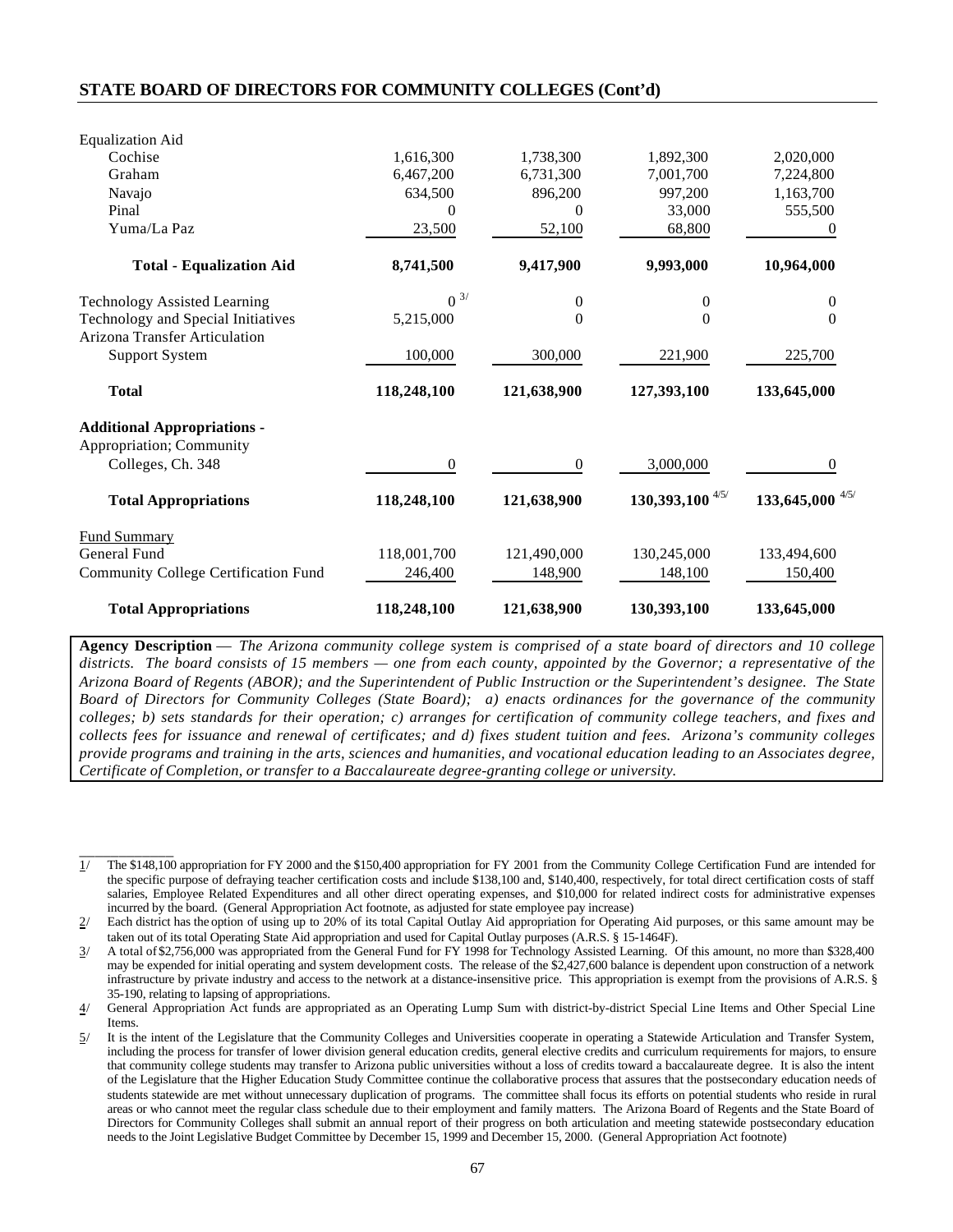## STATE BOARD OF DIRECTORS FOR COMMUNITY COLLEGES (Cont'd)

| | | | | |
|---|---|---|---|---|
| Equalization Aid | | | | |
| Cochise | 1,616,300 | 1,738,300 | 1,892,300 | 2,020,000 |
| Graham | 6,467,200 | 6,731,300 | 7,001,700 | 7,224,800 |
| Navajo | 634,500 | 896,200 | 997,200 | 1,163,700 |
| Pinal | 0 | 0 | 33,000 | 555,500 |
| Yuma/La Paz | 23,500 | 52,100 | 68,800 | 0 |
| **Total - Equalization Aid** | **8,741,500** | **9,417,900** | **9,993,000** | **10,964,000** |
| Technology Assisted Learning | 0 [3/] | 0 | 0 | 0 |
| Technology and Special Initiatives | 5,215,000 | 0 | 0 | 0 |
| Arizona Transfer Articulation Support System | 100,000 | 300,000 | 221,900 | 225,700 |
| **Total** | **118,248,100** | **121,638,900** | **127,393,100** | **133,645,000** |
| **Additional Appropriations -** | | | | |
| Appropriation; Community Colleges, Ch. 348 | 0 | 0 | 3,000,000 | 0 |
| **Total Appropriations** | **118,248,100** | **121,638,900** | **130,393,100** [4/5/] | **133,645,000** [4/5/] |
| Fund Summary | | | | |
| General Fund | 118,001,700 | 121,490,000 | 130,245,000 | 133,494,600 |
| Community College Certification Fund | 246,400 | 148,900 | 148,100 | 150,400 |
| **Total Appropriations** | **118,248,100** | **121,638,900** | **130,393,100** | **133,645,000** |

**Agency Description** — *The Arizona community college system is comprised of a state board of directors and 10 college districts. The board consists of 15 members — one from each county, appointed by the Governor; a representative of the Arizona Board of Regents (ABOR); and the Superintendent of Public Instruction or the Superintendent's designee. The State Board of Directors for Community Colleges (State Board); a) enacts ordinances for the governance of the community colleges; b) sets standards for their operation; c) arranges for certification of community college teachers, and fixes and collects fees for issuance and renewal of certificates; and d) fixes student tuition and fees. Arizona's community colleges provide programs and training in the arts, sciences and humanities, and vocational education leading to an Associates degree, Certificate of Completion, or transfer to a Baccalaureate degree-granting college or university.*

---

1/ The $148,100 appropriation for FY 2000 and the $150,400 appropriation for FY 2001 from the Community College Certification Fund are intended for the specific purpose of defraying teacher certification costs and include $138,100 and, $140,400, respectively, for total direct certification costs of staff salaries, Employee Related Expenditures and all other direct operating expenses, and $10,000 for related indirect costs for administrative expenses incurred by the board. (General Appropriation Act footnote, as adjusted for state employee pay increase)

2/ Each district has the option of using up to 20% of its total Capital Outlay Aid appropriation for Operating Aid purposes, or this same amount may be taken out of its total Operating State Aid appropriation and used for Capital Outlay purposes (A.R.S. § 15-1464F).

3/ A total of $2,756,000 was appropriated from the General Fund for FY 1998 for Technology Assisted Learning. Of this amount, no more than $328,400 may be expended for initial operating and system development costs. The release of the $2,427,600 balance is dependent upon construction of a network infrastructure by private industry and access to the network at a distance-insensitive price. This appropriation is exempt from the provisions of A.R.S. § 35-190, relating to lapsing of appropriations.

4/ General Appropriation Act funds are appropriated as an Operating Lump Sum with district-by-district Special Line Items and Other Special Line Items.

5/ It is the intent of the Legislature that the Community Colleges and Universities cooperate in operating a Statewide Articulation and Transfer System, including the process for transfer of lower division general education credits, general elective credits and curriculum requirements for majors, to ensure that community college students may transfer to Arizona public universities without a loss of credits toward a baccalaureate degree. It is also the intent of the Legislature that the Higher Education Study Committee continue the collaborative process that assures that the postsecondary education needs of students statewide are met without unnecessary duplication of programs. The committee shall focus its efforts on potential students who reside in rural areas or who cannot meet the regular class schedule due to their employment and family matters. The Arizona Board of Regents and the State Board of Directors for Community Colleges shall submit an annual report of their progress on both articulation and meeting statewide postsecondary education needs to the Joint Legislative Budget Committee by December 15, 1999 and December 15, 2000. (General Appropriation Act footnote)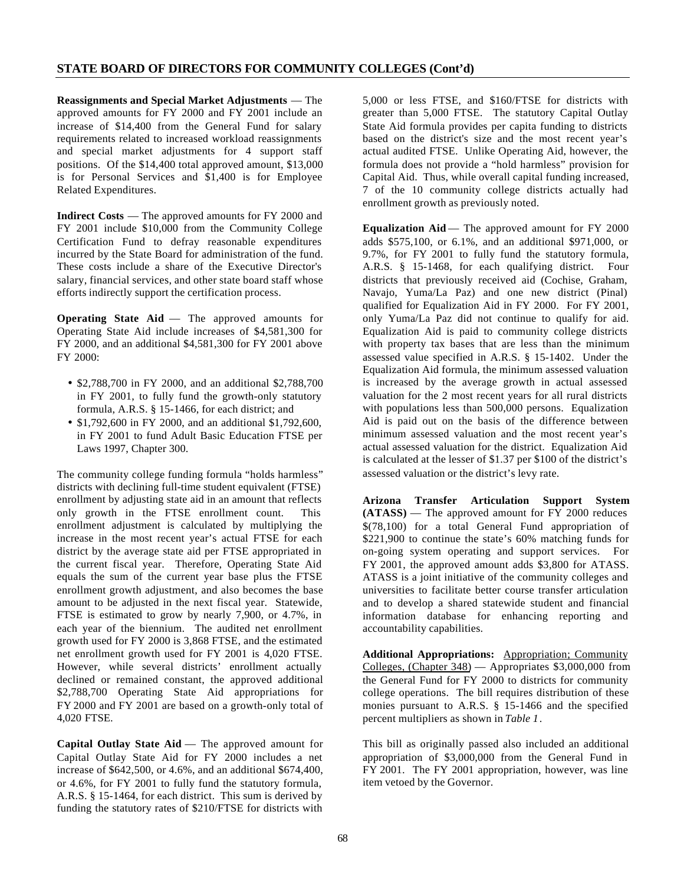## STATE BOARD OF DIRECTORS FOR COMMUNITY COLLEGES (Cont'd)

**Reassignments and Special Market Adjustments** — The approved amounts for FY 2000 and FY 2001 include an increase of $14,400 from the General Fund for salary requirements related to increased workload reassignments and special market adjustments for 4 support staff positions. Of the $14,400 total approved amount, $13,000 is for Personal Services and $1,400 is for Employee Related Expenditures.

**Indirect Costs** — The approved amounts for FY 2000 and FY 2001 include $10,000 from the Community College Certification Fund to defray reasonable expenditures incurred by the State Board for administration of the fund. These costs include a share of the Executive Director's salary, financial services, and other state board staff whose efforts indirectly support the certification process.

**Operating State Aid** — The approved amounts for Operating State Aid include increases of $4,581,300 for FY 2000, and an additional $4,581,300 for FY 2001 above FY 2000:

- $2,788,700 in FY 2000, and an additional $2,788,700 in FY 2001, to fully fund the growth-only statutory formula, A.R.S. § 15-1466, for each district; and
- $1,792,600 in FY 2000, and an additional $1,792,600, in FY 2001 to fund Adult Basic Education FTSE per Laws 1997, Chapter 300.

The community college funding formula "holds harmless" districts with declining full-time student equivalent (FTSE) enrollment by adjusting state aid in an amount that reflects only growth in the FTSE enrollment count. This enrollment adjustment is calculated by multiplying the increase in the most recent year's actual FTSE for each district by the average state aid per FTSE appropriated in the current fiscal year. Therefore, Operating State Aid equals the sum of the current year base plus the FTSE enrollment growth adjustment, and also becomes the base amount to be adjusted in the next fiscal year. Statewide, FTSE is estimated to grow by nearly 7,900, or 4.7%, in each year of the biennium. The audited net enrollment growth used for FY 2000 is 3,868 FTSE, and the estimated net enrollment growth used for FY 2001 is 4,020 FTSE. However, while several districts' enrollment actually declined or remained constant, the approved additional $2,788,700 Operating State Aid appropriations for FY 2000 and FY 2001 are based on a growth-only total of 4,020 FTSE.

**Capital Outlay State Aid** — The approved amount for Capital Outlay State Aid for FY 2000 includes a net increase of $642,500, or 4.6%, and an additional $674,400, or 4.6%, for FY 2001 to fully fund the statutory formula, A.R.S. § 15-1464, for each district. This sum is derived by funding the statutory rates of $210/FTSE for districts with 5,000 or less FTSE, and $160/FTSE for districts with greater than 5,000 FTSE. The statutory Capital Outlay State Aid formula provides per capita funding to districts based on the district's size and the most recent year's actual audited FTSE. Unlike Operating Aid, however, the formula does not provide a "hold harmless" provision for Capital Aid. Thus, while overall capital funding increased, 7 of the 10 community college districts actually had enrollment growth as previously noted.

**Equalization Aid** — The approved amount for FY 2000 adds $575,100, or 6.1%, and an additional $971,000, or 9.7%, for FY 2001 to fully fund the statutory formula, A.R.S. § 15-1468, for each qualifying district. Four districts that previously received aid (Cochise, Graham, Navajo, Yuma/La Paz) and one new district (Pinal) qualified for Equalization Aid in FY 2000. For FY 2001, only Yuma/La Paz did not continue to qualify for aid. Equalization Aid is paid to community college districts with property tax bases that are less than the minimum assessed value specified in A.R.S. § 15-1402. Under the Equalization Aid formula, the minimum assessed valuation is increased by the average growth in actual assessed valuation for the 2 most recent years for all rural districts with populations less than 500,000 persons. Equalization Aid is paid out on the basis of the difference between minimum assessed valuation and the most recent year's actual assessed valuation for the district. Equalization Aid is calculated at the lesser of $1.37 per $100 of the district's assessed valuation or the district's levy rate.

**Arizona Transfer Articulation Support System (ATASS)** — The approved amount for FY 2000 reduces $(78,100) for a total General Fund appropriation of $221,900 to continue the state's 60% matching funds for on-going system operating and support services. For FY 2001, the approved amount adds $3,800 for ATASS. ATASS is a joint initiative of the community colleges and universities to facilitate better course transfer articulation and to develop a shared statewide student and financial information database for enhancing reporting and accountability capabilities.

**Additional Appropriations:** Appropriation; Community Colleges, (Chapter 348) — Appropriates $3,000,000 from the General Fund for FY 2000 to districts for community college operations. The bill requires distribution of these monies pursuant to A.R.S. § 15-1466 and the specified percent multipliers as shown in *Table 1*.

This bill as originally passed also included an additional appropriation of $3,000,000 from the General Fund in FY 2001. The FY 2001 appropriation, however, was line item vetoed by the Governor.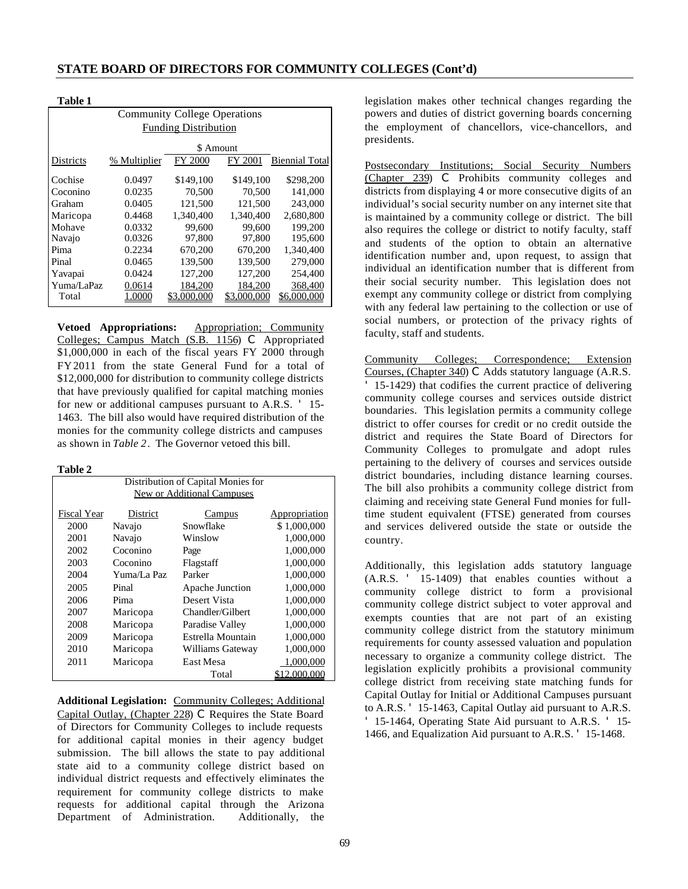## STATE BOARD OF DIRECTORS FOR COMMUNITY COLLEGES (Cont'd)

**Table 1**

| Community College Operations Funding Distribution | | | | |
|---|---|---|---|---|
| | | $ Amount | | |
| Districts | % Multiplier | FY 2000 | FY 2001 | Biennial Total |
| Cochise | 0.0497 | $149,100 | $149,100 | $298,200 |
| Coconino | 0.0235 | 70,500 | 70,500 | 141,000 |
| Graham | 0.0405 | 121,500 | 121,500 | 243,000 |
| Maricopa | 0.4468 | 1,340,400 | 1,340,400 | 2,680,800 |
| Mohave | 0.0332 | 99,600 | 99,600 | 199,200 |
| Navajo | 0.0326 | 97,800 | 97,800 | 195,600 |
| Pima | 0.2234 | 670,200 | 670,200 | 1,340,400 |
| Pinal | 0.0465 | 139,500 | 139,500 | 279,000 |
| Yavapai | 0.0424 | 127,200 | 127,200 | 254,400 |
| Yuma/LaPaz | 0.0614 | 184,200 | 184,200 | 368,400 |
| Total | 1.0000 | $3,000,000 | $3,000,000 | $6,000,000 |

**Vetoed Appropriations:** Appropriation; Community Colleges; Campus Match (S.B. 1156) C Appropriated $1,000,000 in each of the fiscal years FY 2000 through FY 2011 from the state General Fund for a total of $12,000,000 for distribution to community college districts that have previously qualified for capital matching monies for new or additional campuses pursuant to A.R.S. ' 15-1463. The bill also would have required distribution of the monies for the community college districts and campuses as shown in *Table 2*. The Governor vetoed this bill.

**Table 2**

| Distribution of Capital Monies for New or Additional Campuses | | | |
|---|---|---|---|
| Fiscal Year | District | Campus | Appropriation |
| 2000 | Navajo | Snowflake | $ 1,000,000 |
| 2001 | Navajo | Winslow | 1,000,000 |
| 2002 | Coconino | Page | 1,000,000 |
| 2003 | Coconino | Flagstaff | 1,000,000 |
| 2004 | Yuma/La Paz | Parker | 1,000,000 |
| 2005 | Pinal | Apache Junction | 1,000,000 |
| 2006 | Pima | Desert Vista | 1,000,000 |
| 2007 | Maricopa | Chandler/Gilbert | 1,000,000 |
| 2008 | Maricopa | Paradise Valley | 1,000,000 |
| 2009 | Maricopa | Estrella Mountain | 1,000,000 |
| 2010 | Maricopa | Williams Gateway | 1,000,000 |
| 2011 | Maricopa | East Mesa | 1,000,000 |
| | | Total | $12,000,000 |

**Additional Legislation:** Community Colleges; Additional Capital Outlay, (Chapter 228) C Requires the State Board of Directors for Community Colleges to include requests for additional capital monies in their agency budget submission. The bill allows the state to pay additional state aid to a community college district based on individual district requests and effectively eliminates the requirement for community college districts to make requests for additional capital through the Arizona Department of Administration. Additionally, the legislation makes other technical changes regarding the powers and duties of district governing boards concerning the employment of chancellors, vice-chancellors, and presidents.

Postsecondary Institutions; Social Security Numbers (Chapter 239) C Prohibits community colleges and districts from displaying 4 or more consecutive digits of an individual's social security number on any internet site that is maintained by a community college or district. The bill also requires the college or district to notify faculty, staff and students of the option to obtain an alternative identification number and, upon request, to assign that individual an identification number that is different from their social security number. This legislation does not exempt any community college or district from complying with any federal law pertaining to the collection or use of social numbers, or protection of the privacy rights of faculty, staff and students.

Community Colleges; Correspondence; Extension Courses, (Chapter 340) C Adds statutory language (A.R.S. ' 15-1429) that codifies the current practice of delivering community college courses and services outside district boundaries. This legislation permits a community college district to offer courses for credit or no credit outside the district and requires the State Board of Directors for Community Colleges to promulgate and adopt rules pertaining to the delivery of courses and services outside district boundaries, including distance learning courses. The bill also prohibits a community college district from claiming and receiving state General Fund monies for full-time student equivalent (FTSE) generated from courses and services delivered outside the state or outside the country.

Additionally, this legislation adds statutory language (A.R.S. ' 15-1409) that enables counties without a community college district to form a provisional community college district subject to voter approval and exempts counties that are not part of an existing community college district from the statutory minimum requirements for county assessed valuation and population necessary to organize a community college district. The legislation explicitly prohibits a provisional community college district from receiving state matching funds for Capital Outlay for Initial or Additional Campuses pursuant to A.R.S. ' 15-1463, Capital Outlay aid pursuant to A.R.S. ' 15-1464, Operating State Aid pursuant to A.R.S. ' 15-1466, and Equalization Aid pursuant to A.R.S. ' 15-1468.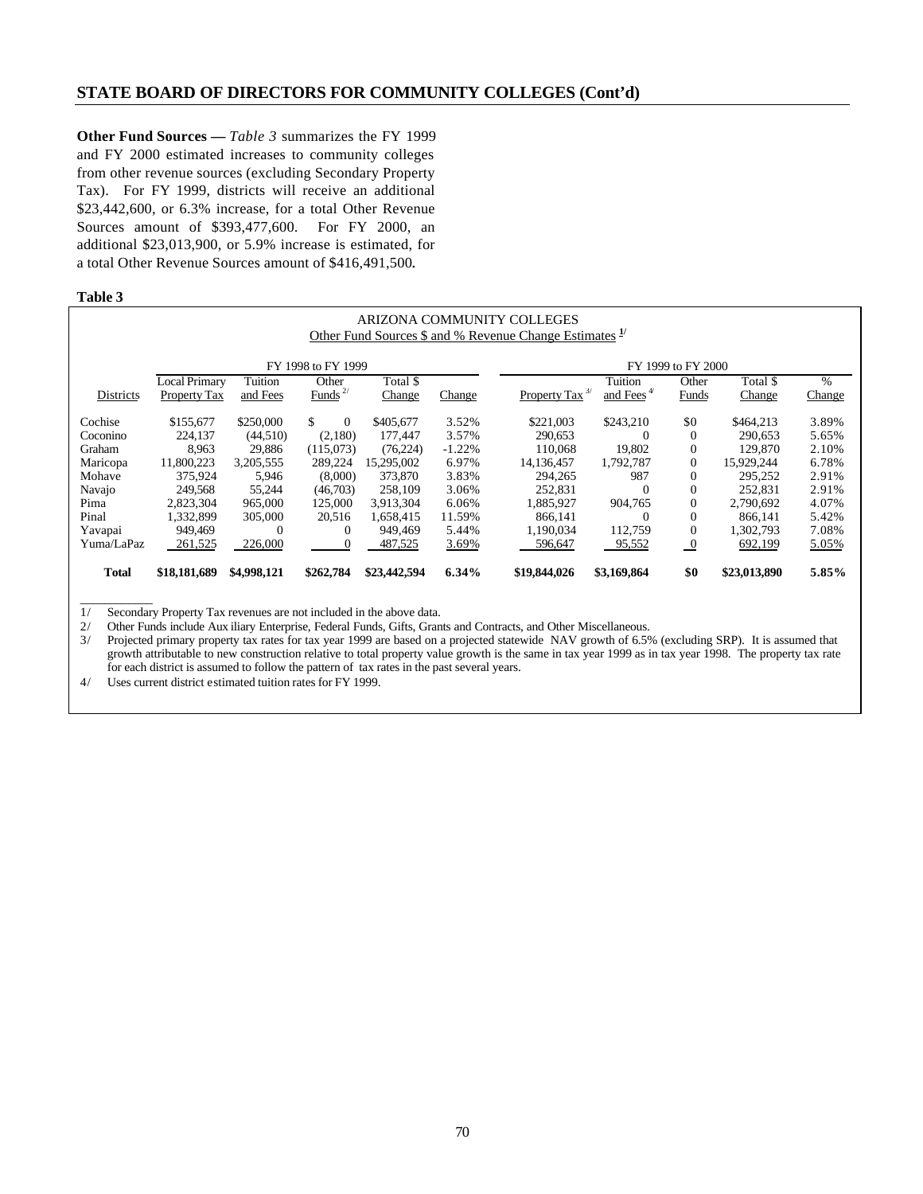## STATE BOARD OF DIRECTORS FOR COMMUNITY COLLEGES (Cont'd)

**Other Fund Sources —** *Table 3* summarizes the FY 1999 and FY 2000 estimated increases to community colleges from other revenue sources (excluding Secondary Property Tax). For FY 1999, districts will receive an additional $23,442,600, or 6.3% increase, for a total Other Revenue Sources amount of $393,477,600. For FY 2000, an additional $23,013,900, or 5.9% increase is estimated, for a total Other Revenue Sources amount of $416,491,500**.**

**Table 3**

ARIZONA COMMUNITY COLLEGES
Other Fund Sources $ and % Revenue Change Estimates [1/]

| | FY 1998 to FY 1999 | | | | | FY 1999 to FY 2000 | | | | |
|---|---|---|---|---|---|---|---|---|---|---|
| Districts | Local Primary Property Tax | Tuition and Fees | Other Funds [2/] | Total $ Change | Change | Property Tax [3/] | Tuition and Fees [4/] | Other Funds | Total $ Change | % Change |
| Cochise | $155,677 | $250,000 | $ 0 | $405,677 | 3.52% | $221,003 | $243,210 | $0 | $464,213 | 3.89% |
| Coconino | 224,137 | (44,510) | (2,180) | 177,447 | 3.57% | 290,653 | 0 | 0 | 290,653 | 5.65% |
| Graham | 8,963 | 29,886 | (115,073) | (76,224) | -1.22% | 110,068 | 19,802 | 0 | 129,870 | 2.10% |
| Maricopa | 11,800,223 | 3,205,555 | 289,224 | 15,295,002 | 6.97% | 14,136,457 | 1,792,787 | 0 | 15,929,244 | 6.78% |
| Mohave | 375,924 | 5,946 | (8,000) | 373,870 | 3.83% | 294,265 | 987 | 0 | 295,252 | 2.91% |
| Navajo | 249,568 | 55,244 | (46,703) | 258,109 | 3.06% | 252,831 | 0 | 0 | 252,831 | 2.91% |
| Pima | 2,823,304 | 965,000 | 125,000 | 3,913,304 | 6.06% | 1,885,927 | 904,765 | 0 | 2,790,692 | 4.07% |
| Pinal | 1,332,899 | 305,000 | 20,516 | 1,658,415 | 11.59% | 866,141 | 0 | 0 | 866,141 | 5.42% |
| Yavapai | 949,469 | 0 | 0 | 949,469 | 5.44% | 1,190,034 | 112,759 | 0 | 1,302,793 | 7.08% |
| Yuma/LaPaz | 261,525 | 226,000 | 0 | 487,525 | 3.69% | 596,647 | 95,552 | 0 | 692,199 | 5.05% |
| **Total** | **$18,181,689** | **$4,998,121** | **$262,784** | **$23,442,594** | **6.34%** | **$19,844,026** | **$3,169,864** | **$0** | **$23,013,890** | **5.85%** |

1/ Secondary Property Tax revenues are not included in the above data.
2/ Other Funds include Auxiliary Enterprise, Federal Funds, Gifts, Grants and Contracts, and Other Miscellaneous.
3/ Projected primary property tax rates for tax year 1999 are based on a projected statewide NAV growth of 6.5% (excluding SRP). It is assumed that growth attributable to new construction relative to total property value growth is the same in tax year 1999 as in tax year 1998. The property tax rate for each district is assumed to follow the pattern of tax rates in the past several years.
4/ Uses current district estimated tuition rates for FY 1999.